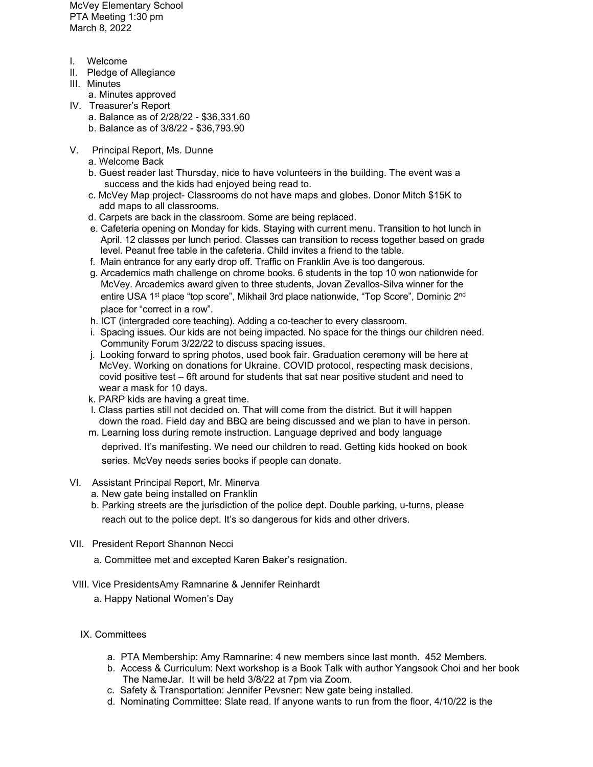McVey Elementary School
PTA Meeting 1:30 pm
March 8, 2022

I. Welcome
II. Pledge of Allegiance
III. Minutes
    a. Minutes approved
IV. Treasurer's Report
    a. Balance as of 2/28/22 - $36,331.60
    b. Balance as of 3/8/22 - $36,793.90

V. Principal Report, Ms. Dunne
    a. Welcome Back
    b. Guest reader last Thursday, nice to have volunteers in the building. The event was a success and the kids had enjoyed being read to.
    c. McVey Map project- Classrooms do not have maps and globes. Donor Mitch $15K to add maps to all classrooms.
    d. Carpets are back in the classroom. Some are being replaced.
    e. Cafeteria opening on Monday for kids. Staying with current menu. Transition to hot lunch in April. 12 classes per lunch period. Classes can transition to recess together based on grade level. Peanut free table in the cafeteria. Child invites a friend to the table.
    f. Main entrance for any early drop off. Traffic on Franklin Ave is too dangerous.
    g. Arcademics math challenge on chrome books. 6 students in the top 10 won nationwide for McVey. Arcademics award given to three students, Jovan Zevallos-Silva winner for the entire USA 1st place "top score", Mikhail 3rd place nationwide, "Top Score", Dominic 2nd place for "correct in a row".
    h. ICT (intergraded core teaching). Adding a co-teacher to every classroom.
    i. Spacing issues. Our kids are not being impacted. No space for the things our children need. Community Forum 3/22/22 to discuss spacing issues.
    j. Looking forward to spring photos, used book fair. Graduation ceremony will be here at McVey. Working on donations for Ukraine. COVID protocol, respecting mask decisions, covid positive test – 6ft around for students that sat near positive student and need to wear a mask for 10 days.
    k. PARP kids are having a great time.
    l. Class parties still not decided on. That will come from the district. But it will happen down the road. Field day and BBQ are being discussed and we plan to have in person.
    m. Learning loss during remote instruction. Language deprived and body language deprived. It's manifesting. We need our children to read. Getting kids hooked on book series. McVey needs series books if people can donate.

VI. Assistant Principal Report, Mr. Minerva
    a. New gate being installed on Franklin
    b. Parking streets are the jurisdiction of the police dept. Double parking, u-turns, please reach out to the police dept. It's so dangerous for kids and other drivers.

VII. President Report Shannon Necci
    a. Committee met and excepted Karen Baker's resignation.

VIII. Vice PresidentsAmy Ramnarine & Jennifer Reinhardt
    a. Happy National Women's Day

IX. Committees
    a. PTA Membership: Amy Ramnarine: 4 new members since last month. 452 Members.
    b. Access & Curriculum: Next workshop is a Book Talk with author Yangsook Choi and her book The NameJar. It will be held 3/8/22 at 7pm via Zoom.
    c. Safety & Transportation: Jennifer Pevsner: New gate being installed.
    d. Nominating Committee: Slate read. If anyone wants to run from the floor, 4/10/22 is the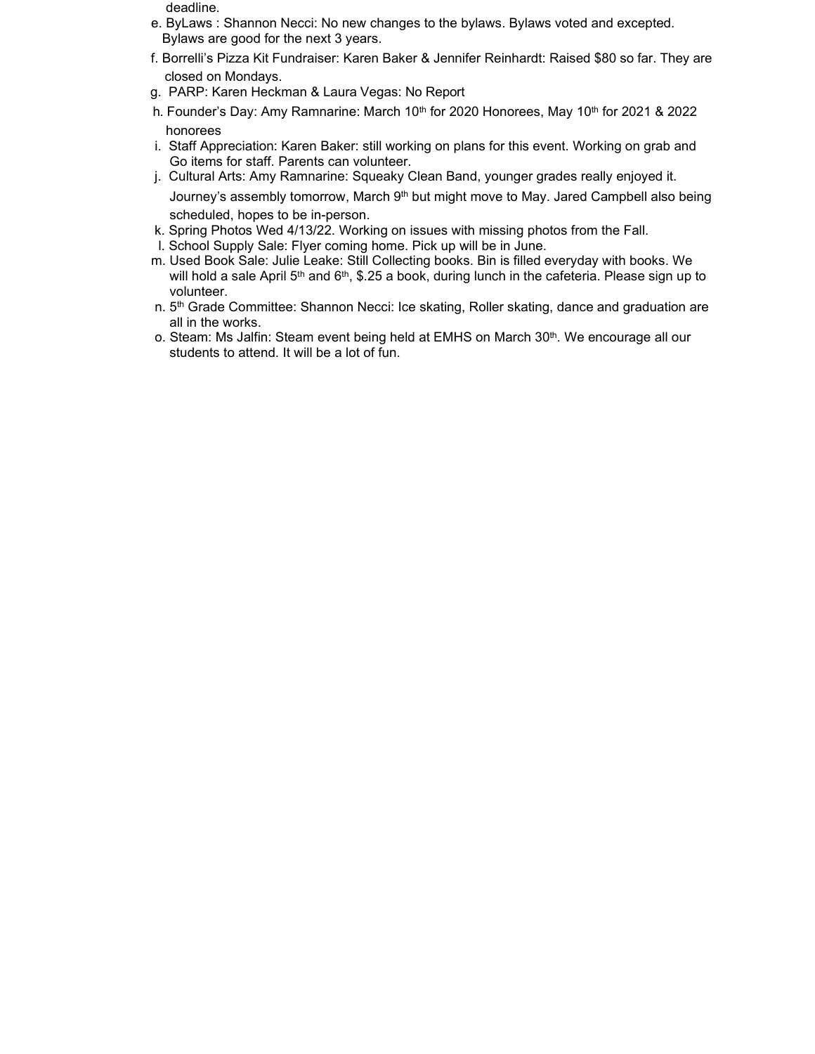deadline.

e. ByLaws : Shannon Necci: No new changes to the bylaws. Bylaws voted and excepted. Bylaws are good for the next 3 years.
f. Borrelli's Pizza Kit Fundraiser: Karen Baker & Jennifer Reinhardt: Raised $80 so far. They are closed on Mondays.
g. PARP: Karen Heckman & Laura Vegas: No Report
h. Founder's Day: Amy Ramnarine: March 10th for 2020 Honorees, May 10th for 2021 & 2022 honorees
i. Staff Appreciation: Karen Baker: still working on plans for this event. Working on grab and Go items for staff. Parents can volunteer.
j. Cultural Arts: Amy Ramnarine: Squeaky Clean Band, younger grades really enjoyed it. Journey's assembly tomorrow, March 9th but might move to May. Jared Campbell also being scheduled, hopes to be in-person.
k. Spring Photos Wed 4/13/22. Working on issues with missing photos from the Fall.
l. School Supply Sale: Flyer coming home. Pick up will be in June.
m. Used Book Sale: Julie Leake: Still Collecting books. Bin is filled everyday with books. We will hold a sale April 5th and 6th, $.25 a book, during lunch in the cafeteria. Please sign up to volunteer.
n. 5th Grade Committee: Shannon Necci: Ice skating, Roller skating, dance and graduation are all in the works.
o. Steam: Ms Jalfin: Steam event being held at EMHS on March 30th. We encourage all our students to attend. It will be a lot of fun.